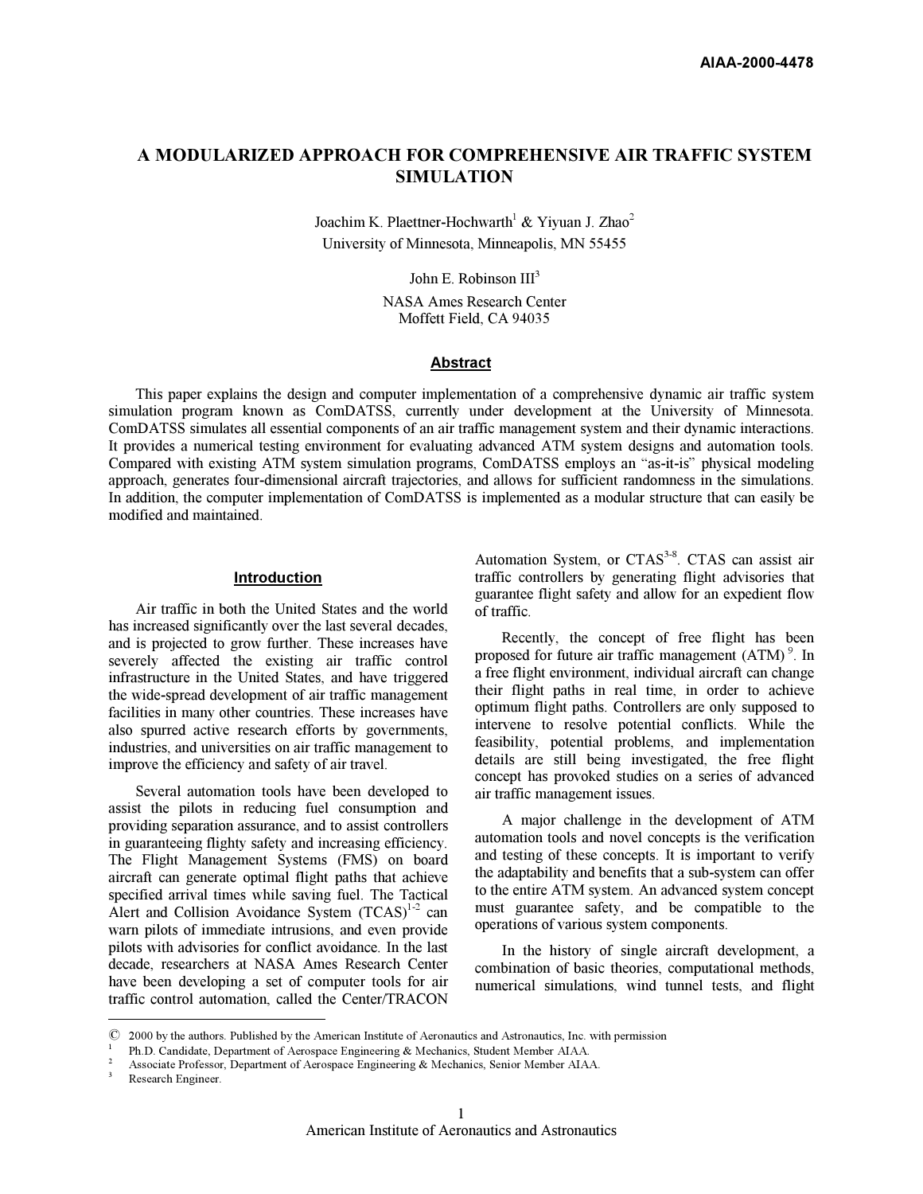AIAA-2000-4478

# A MODULARIZED APPROACH FOR COMPREHENSIVE AIR TRAFFIC SYSTEM SIMULATION

Joachim K. Plaettner-Hochwarth[1] & Yiyuan J. Zhao[2]
University of Minnesota, Minneapolis, MN 55455

John E. Robinson III[3]
NASA Ames Research Center
Moffett Field, CA 94035

## Abstract

This paper explains the design and computer implementation of a comprehensive dynamic air traffic system simulation program known as ComDATSS, currently under development at the University of Minnesota. ComDATSS simulates all essential components of an air traffic management system and their dynamic interactions. It provides a numerical testing environment for evaluating advanced ATM system designs and automation tools. Compared with existing ATM system simulation programs, ComDATSS employs an "as-it-is" physical modeling approach, generates four-dimensional aircraft trajectories, and allows for sufficient randomness in the simulations. In addition, the computer implementation of ComDATSS is implemented as a modular structure that can easily be modified and maintained.

## Introduction

Air traffic in both the United States and the world has increased significantly over the last several decades, and is projected to grow further. These increases have severely affected the existing air traffic control infrastructure in the United States, and have triggered the wide-spread development of air traffic management facilities in many other countries. These increases have also spurred active research efforts by governments, industries, and universities on air traffic management to improve the efficiency and safety of air travel.

Several automation tools have been developed to assist the pilots in reducing fuel consumption and providing separation assurance, and to assist controllers in guaranteeing flighty safety and increasing efficiency. The Flight Management Systems (FMS) on board aircraft can generate optimal flight paths that achieve specified arrival times while saving fuel. The Tactical Alert and Collision Avoidance System (TCAS)[1-2] can warn pilots of immediate intrusions, and even provide pilots with advisories for conflict avoidance. In the last decade, researchers at NASA Ames Research Center have been developing a set of computer tools for air traffic control automation, called the Center/TRACON Automation System, or CTAS[3-8]. CTAS can assist air traffic controllers by generating flight advisories that guarantee flight safety and allow for an expedient flow of traffic.

Recently, the concept of free flight has been proposed for future air traffic management (ATM)[9]. In a free flight environment, individual aircraft can change their flight paths in real time, in order to achieve optimum flight paths. Controllers are only supposed to intervene to resolve potential conflicts. While the feasibility, potential problems, and implementation details are still being investigated, the free flight concept has provoked studies on a series of advanced air traffic management issues.

A major challenge in the development of ATM automation tools and novel concepts is the verification and testing of these concepts. It is important to verify the adaptability and benefits that a sub-system can offer to the entire ATM system. An advanced system concept must guarantee safety, and be compatible to the operations of various system components.

In the history of single aircraft development, a combination of basic theories, computational methods, numerical simulations, wind tunnel tests, and flight

---

© 2000 by the authors. Published by the American Institute of Aeronautics and Astronautics, Inc. with permission

[1] Ph.D. Candidate, Department of Aerospace Engineering & Mechanics, Student Member AIAA.

[2] Associate Professor, Department of Aerospace Engineering & Mechanics, Senior Member AIAA.

[3] Research Engineer.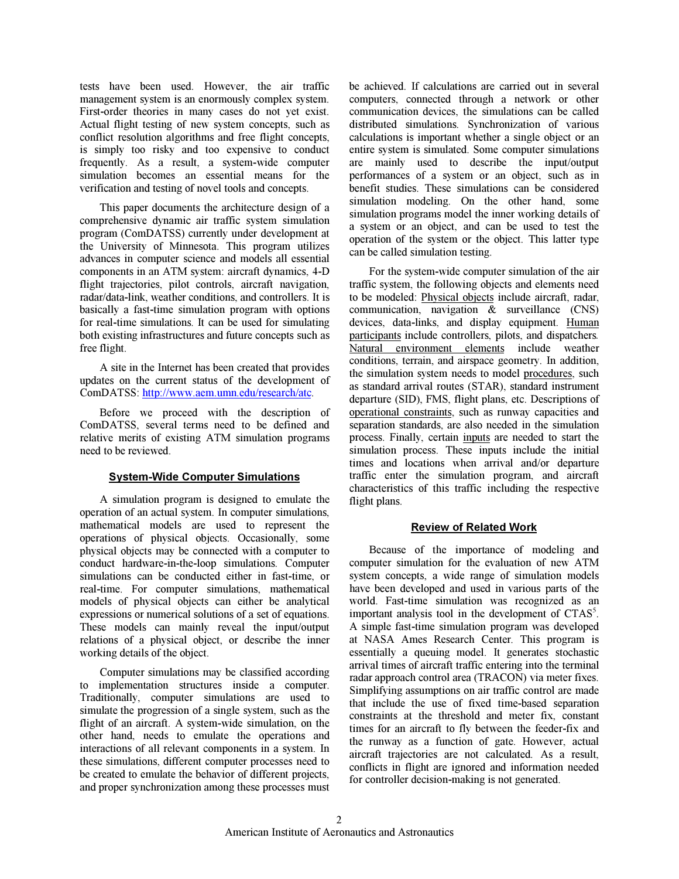tests have been used. However, the air traffic management system is an enormously complex system. First-order theories in many cases do not yet exist. Actual flight testing of new system concepts, such as conflict resolution algorithms and free flight concepts, is simply too risky and too expensive to conduct frequently. As a result, a system-wide computer simulation becomes an essential means for the verification and testing of novel tools and concepts.

This paper documents the architecture design of a comprehensive dynamic air traffic system simulation program (ComDATSS) currently under development at the University of Minnesota. This program utilizes advances in computer science and models all essential components in an ATM system: aircraft dynamics, 4-D flight trajectories, pilot controls, aircraft navigation, radar/data-link, weather conditions, and controllers. It is basically a fast-time simulation program with options for real-time simulations. It can be used for simulating both existing infrastructures and future concepts such as free flight.

A site in the Internet has been created that provides updates on the current status of the development of ComDATSS: http://www.aem.umn.edu/research/atc.

Before we proceed with the description of ComDATSS, several terms need to be defined and relative merits of existing ATM simulation programs need to be reviewed.

## System-Wide Computer Simulations

A simulation program is designed to emulate the operation of an actual system. In computer simulations, mathematical models are used to represent the operations of physical objects. Occasionally, some physical objects may be connected with a computer to conduct hardware-in-the-loop simulations. Computer simulations can be conducted either in fast-time, or real-time. For computer simulations, mathematical models of physical objects can either be analytical expressions or numerical solutions of a set of equations. These models can mainly reveal the input/output relations of a physical object, or describe the inner working details of the object.

Computer simulations may be classified according to implementation structures inside a computer. Traditionally, computer simulations are used to simulate the progression of a single system, such as the flight of an aircraft. A system-wide simulation, on the other hand, needs to emulate the operations and interactions of all relevant components in a system. In these simulations, different computer processes need to be created to emulate the behavior of different projects, and proper synchronization among these processes must be achieved. If calculations are carried out in several computers, connected through a network or other communication devices, the simulations can be called distributed simulations. Synchronization of various calculations is important whether a single object or an entire system is simulated. Some computer simulations are mainly used to describe the input/output performances of a system or an object, such as in benefit studies. These simulations can be considered simulation modeling. On the other hand, some simulation programs model the inner working details of a system or an object, and can be used to test the operation of the system or the object. This latter type can be called simulation testing.

For the system-wide computer simulation of the air traffic system, the following objects and elements need to be modeled: <u>Physical objects</u> include aircraft, radar, communication, navigation & surveillance (CNS) devices, data-links, and display equipment. <u>Human participants</u> include controllers, pilots, and dispatchers. <u>Natural environment elements</u> include weather conditions, terrain, and airspace geometry. In addition, the simulation system needs to model <u>procedures</u>, such as standard arrival routes (STAR), standard instrument departure (SID), FMS, flight plans, etc. Descriptions of <u>operational constraints</u>, such as runway capacities and separation standards, are also needed in the simulation process. Finally, certain <u>inputs</u> are needed to start the simulation process. These inputs include the initial times and locations when arrival and/or departure traffic enter the simulation program, and aircraft characteristics of this traffic including the respective flight plans.

## Review of Related Work

Because of the importance of modeling and computer simulation for the evaluation of new ATM system concepts, a wide range of simulation models have been developed and used in various parts of the world. Fast-time simulation was recognized as an important analysis tool in the development of CTAS[5]. A simple fast-time simulation program was developed at NASA Ames Research Center. This program is essentially a queuing model. It generates stochastic arrival times of aircraft traffic entering into the terminal radar approach control area (TRACON) via meter fixes. Simplifying assumptions on air traffic control are made that include the use of fixed time-based separation constraints at the threshold and meter fix, constant times for an aircraft to fly between the feeder-fix and the runway as a function of gate. However, actual aircraft trajectories are not calculated. As a result, conflicts in flight are ignored and information needed for controller decision-making is not generated.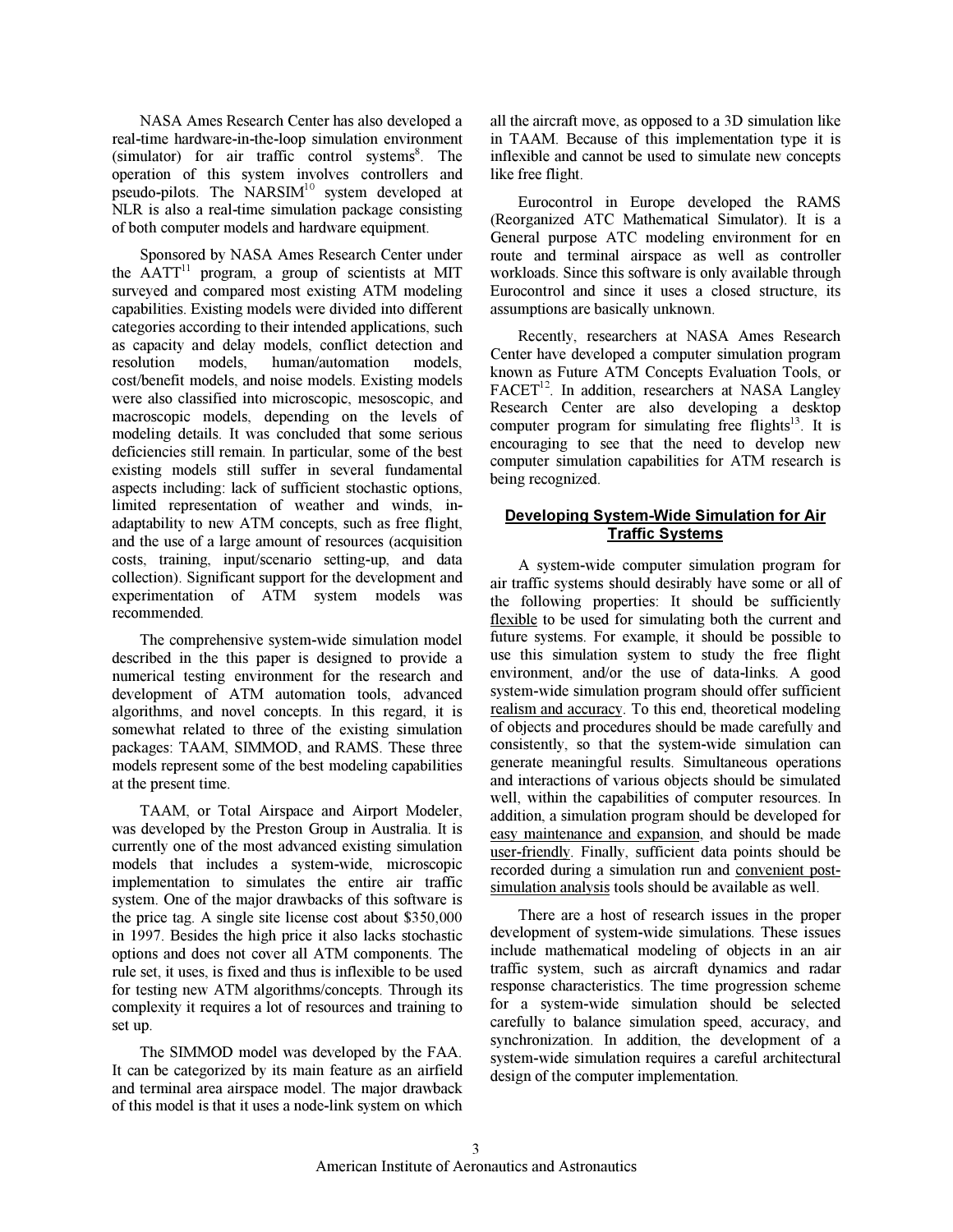NASA Ames Research Center has also developed a real-time hardware-in-the-loop simulation environment (simulator) for air traffic control systems[8]. The operation of this system involves controllers and pseudo-pilots. The NARSIM[10] system developed at NLR is also a real-time simulation package consisting of both computer models and hardware equipment.

Sponsored by NASA Ames Research Center under the AATT[11] program, a group of scientists at MIT surveyed and compared most existing ATM modeling capabilities. Existing models were divided into different categories according to their intended applications, such as capacity and delay models, conflict detection and resolution models, human/automation models, cost/benefit models, and noise models. Existing models were also classified into microscopic, mesoscopic, and macroscopic models, depending on the levels of modeling details. It was concluded that some serious deficiencies still remain. In particular, some of the best existing models still suffer in several fundamental aspects including: lack of sufficient stochastic options, limited representation of weather and winds, in-adaptability to new ATM concepts, such as free flight, and the use of a large amount of resources (acquisition costs, training, input/scenario setting-up, and data collection). Significant support for the development and experimentation of ATM system models was recommended.

The comprehensive system-wide simulation model described in the this paper is designed to provide a numerical testing environment for the research and development of ATM automation tools, advanced algorithms, and novel concepts. In this regard, it is somewhat related to three of the existing simulation packages: TAAM, SIMMOD, and RAMS. These three models represent some of the best modeling capabilities at the present time.

TAAM, or Total Airspace and Airport Modeler, was developed by the Preston Group in Australia. It is currently one of the most advanced existing simulation models that includes a system-wide, microscopic implementation to simulates the entire air traffic system. One of the major drawbacks of this software is the price tag. A single site license cost about $350,000 in 1997. Besides the high price it also lacks stochastic options and does not cover all ATM components. The rule set, it uses, is fixed and thus is inflexible to be used for testing new ATM algorithms/concepts. Through its complexity it requires a lot of resources and training to set up.

The SIMMOD model was developed by the FAA. It can be categorized by its main feature as an airfield and terminal area airspace model. The major drawback of this model is that it uses a node-link system on which all the aircraft move, as opposed to a 3D simulation like in TAAM. Because of this implementation type it is inflexible and cannot be used to simulate new concepts like free flight.

Eurocontrol in Europe developed the RAMS (Reorganized ATC Mathematical Simulator). It is a General purpose ATC modeling environment for en route and terminal airspace as well as controller workloads. Since this software is only available through Eurocontrol and since it uses a closed structure, its assumptions are basically unknown.

Recently, researchers at NASA Ames Research Center have developed a computer simulation program known as Future ATM Concepts Evaluation Tools, or FACET[12]. In addition, researchers at NASA Langley Research Center are also developing a desktop computer program for simulating free flights[13]. It is encouraging to see that the need to develop new computer simulation capabilities for ATM research is being recognized.

## Developing System-Wide Simulation for Air Traffic Systems

A system-wide computer simulation program for air traffic systems should desirably have some or all of the following properties: It should be sufficiently flexible to be used for simulating both the current and future systems. For example, it should be possible to use this simulation system to study the free flight environment, and/or the use of data-links. A good system-wide simulation program should offer sufficient realism and accuracy. To this end, theoretical modeling of objects and procedures should be made carefully and consistently, so that the system-wide simulation can generate meaningful results. Simultaneous operations and interactions of various objects should be simulated well, within the capabilities of computer resources. In addition, a simulation program should be developed for easy maintenance and expansion, and should be made user-friendly. Finally, sufficient data points should be recorded during a simulation run and convenient post-simulation analysis tools should be available as well.

There are a host of research issues in the proper development of system-wide simulations. These issues include mathematical modeling of objects in an air traffic system, such as aircraft dynamics and radar response characteristics. The time progression scheme for a system-wide simulation should be selected carefully to balance simulation speed, accuracy, and synchronization. In addition, the development of a system-wide simulation requires a careful architectural design of the computer implementation.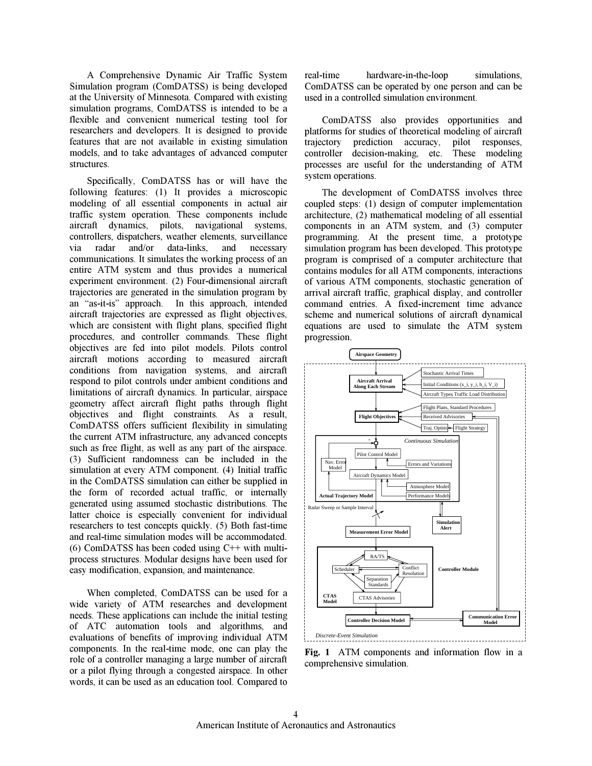A Comprehensive Dynamic Air Traffic System Simulation program (ComDATSS) is being developed at the University of Minnesota. Compared with existing simulation programs, ComDATSS is intended to be a flexible and convenient numerical testing tool for researchers and developers. It is designed to provide features that are not available in existing simulation models, and to take advantages of advanced computer structures.

Specifically, ComDATSS has or will have the following features: (1) It provides a microscopic modeling of all essential components in actual air traffic system operation. These components include aircraft dynamics, pilots, navigational systems, controllers, dispatchers, weather elements, surveillance via radar and/or data-links, and necessary communications. It simulates the working process of an entire ATM system and thus provides a numerical experiment environment. (2) Four-dimensional aircraft trajectories are generated in the simulation program by an "as-it-is" approach. In this approach, intended aircraft trajectories are expressed as flight objectives, which are consistent with flight plans, specified flight procedures, and controller commands. These flight objectives are fed into pilot models. Pilots control aircraft motions according to measured aircraft conditions from navigation systems, and aircraft respond to pilot controls under ambient conditions and limitations of aircraft dynamics. In particular, airspace geometry affect aircraft flight paths through flight objectives and flight constraints. As a result, ComDATSS offers sufficient flexibility in simulating the current ATM infrastructure, any advanced concepts such as free flight, as well as any part of the airspace. (3) Sufficient randomness can be included in the simulation at every ATM component. (4) Initial traffic in the ComDATSS simulation can either be supplied in the form of recorded actual traffic, or internally generated using assumed stochastic distributions. The latter choice is especially convenient for individual researchers to test concepts quickly. (5) Both fast-time and real-time simulation modes will be accommodated. (6) ComDATSS has been coded using C++ with multi-process structures. Modular designs have been used for easy modification, expansion, and maintenance.

When completed, ComDATSS can be used for a wide variety of ATM researches and development needs. These applications can include the initial testing of ATC automation tools and algorithms, and evaluations of benefits of improving individual ATM components. In the real-time mode, one can play the role of a controller managing a large number of aircraft or a pilot flying through a congested airspace. In other words, it can be used as an education tool. Compared to real-time hardware-in-the-loop simulations, ComDATSS can be operated by one person and can be used in a controlled simulation environment.

ComDATSS also provides opportunities and platforms for studies of theoretical modeling of aircraft trajectory prediction accuracy, pilot responses, controller decision-making, etc. These modeling processes are useful for the understanding of ATM system operations.

The development of ComDATSS involves three coupled steps: (1) design of computer implementation architecture, (2) mathematical modeling of all essential components in an ATM system, and (3) computer programming. At the present time, a prototype simulation program has been developed. This prototype program is comprised of a computer architecture that contains modules for all ATM components, interactions of various ATM components, stochastic generation of arrival aircraft traffic, graphical display, and controller command entries. A fixed-increment time advance scheme and numerical solutions of aircraft dynamical equations are used to simulate the ATM system progression.

**Fig. 1** ATM components and information flow in a comprehensive simulation.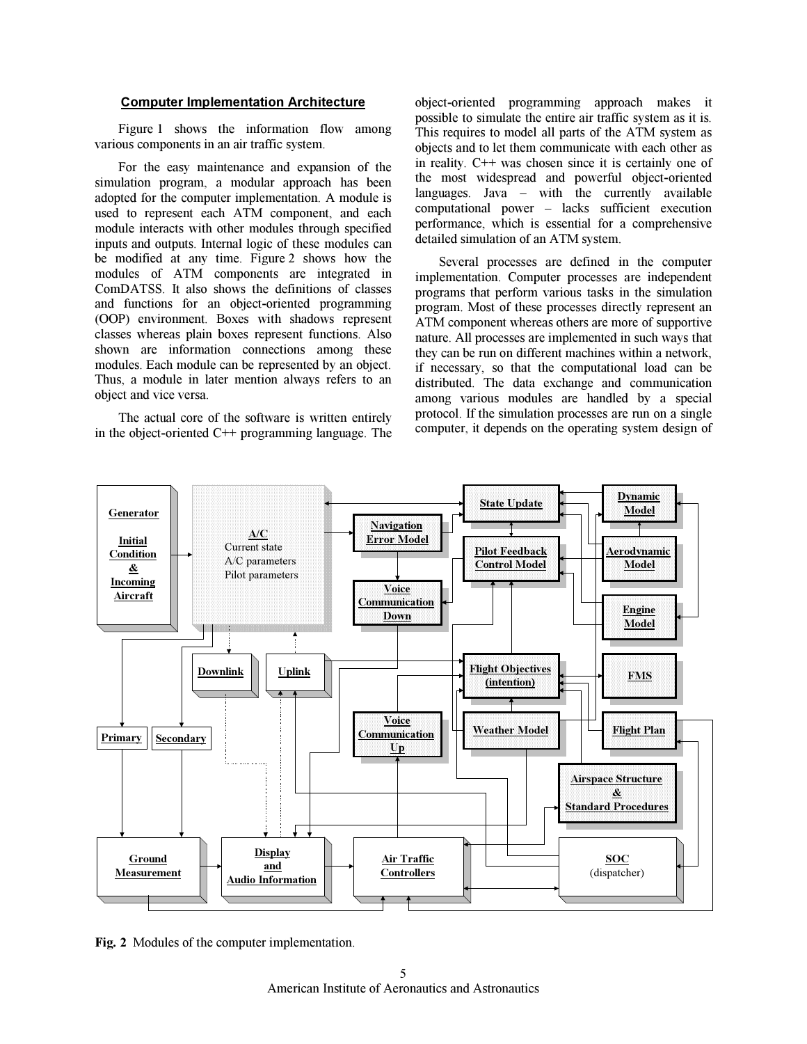## Computer Implementation Architecture

Figure 1 shows the information flow among various components in an air traffic system.

For the easy maintenance and expansion of the simulation program, a modular approach has been adopted for the computer implementation. A module is used to represent each ATM component, and each module interacts with other modules through specified inputs and outputs. Internal logic of these modules can be modified at any time. Figure 2 shows how the modules of ATM components are integrated in ComDATSS. It also shows the definitions of classes and functions for an object-oriented programming (OOP) environment. Boxes with shadows represent classes whereas plain boxes represent functions. Also shown are information connections among these modules. Each module can be represented by an object. Thus, a module in later mention always refers to an object and vice versa.

The actual core of the software is written entirely in the object-oriented C++ programming language. The object-oriented programming approach makes it possible to simulate the entire air traffic system as it is. This requires to model all parts of the ATM system as objects and to let them communicate with each other as in reality. C++ was chosen since it is certainly one of the most widespread and powerful object-oriented languages. Java – with the currently available computational power – lacks sufficient execution performance, which is essential for a comprehensive detailed simulation of an ATM system.

Several processes are defined in the computer implementation. Computer processes are independent programs that perform various tasks in the simulation program. Most of these processes directly represent an ATM component whereas others are more of supportive nature. All processes are implemented in such ways that they can be run on different machines within a network, if necessary, so that the computational load can be distributed. The data exchange and communication among various modules are handled by a special protocol. If the simulation processes are run on a single computer, it depends on the operating system design of

Generator — Initial Condition & Incoming Aircraft

A/C — Current state, A/C parameters, Pilot parameters

Navigation Error Model

State Update

Dynamic Model

Pilot Feedback Control Model

Aerodynamic Model

Voice Communication Down

Engine Model

Downlink

Uplink

Flight Objectives (intention)

FMS

Primary

Secondary

Voice Communication Up

Weather Model

Flight Plan

Airspace Structure & Standard Procedures

Ground Measurement

Display and Audio Information

Air Traffic Controllers

SOC (dispatcher)

**Fig. 2** Modules of the computer implementation.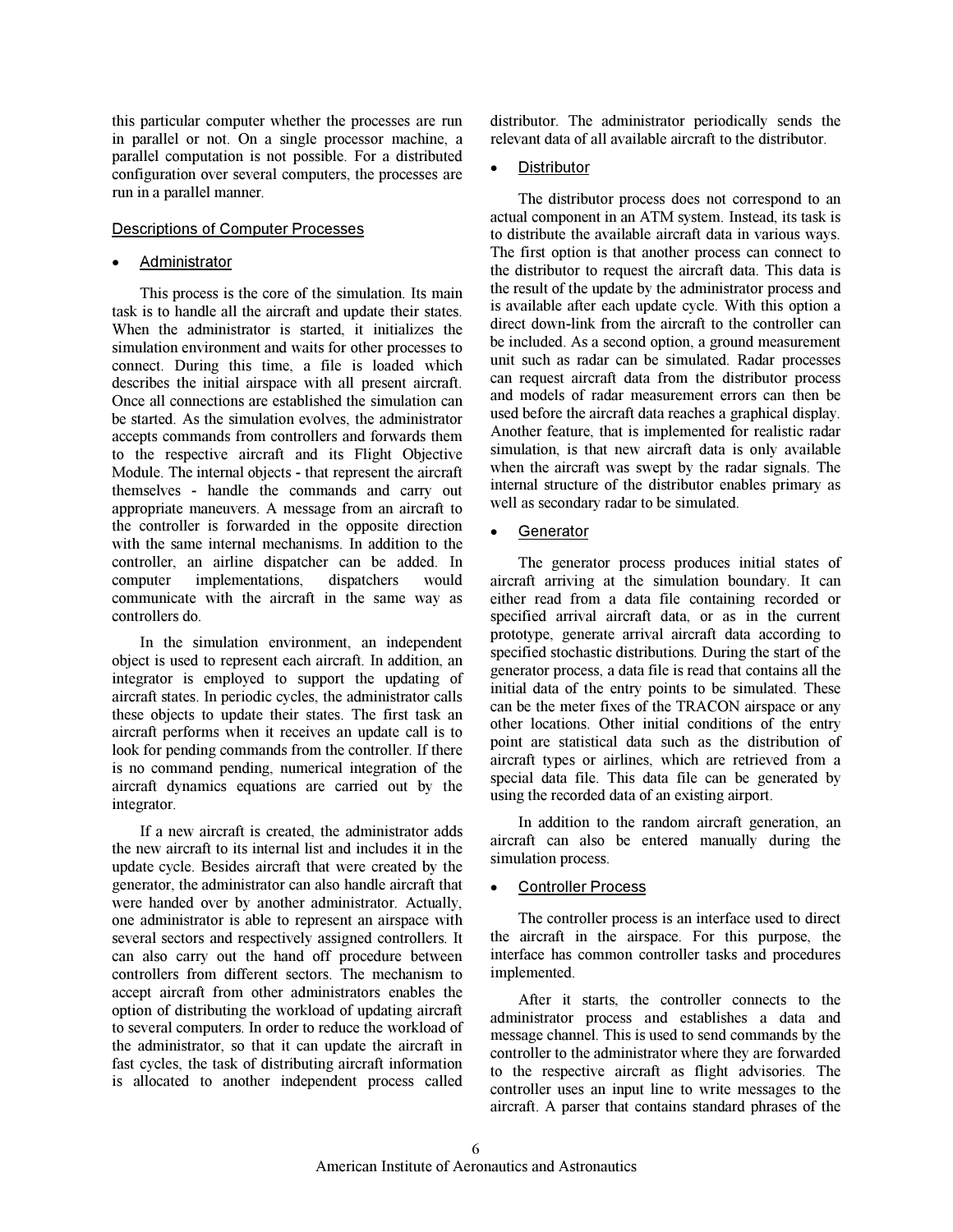this particular computer whether the processes are run in parallel or not. On a single processor machine, a parallel computation is not possible. For a distributed configuration over several computers, the processes are run in a parallel manner.

### Descriptions of Computer Processes

- Administrator

This process is the core of the simulation. Its main task is to handle all the aircraft and update their states. When the administrator is started, it initializes the simulation environment and waits for other processes to connect. During this time, a file is loaded which describes the initial airspace with all present aircraft. Once all connections are established the simulation can be started. As the simulation evolves, the administrator accepts commands from controllers and forwards them to the respective aircraft and its Flight Objective Module. The internal objects - that represent the aircraft themselves - handle the commands and carry out appropriate maneuvers. A message from an aircraft to the controller is forwarded in the opposite direction with the same internal mechanisms. In addition to the controller, an airline dispatcher can be added. In computer implementations, dispatchers would communicate with the aircraft in the same way as controllers do.

In the simulation environment, an independent object is used to represent each aircraft. In addition, an integrator is employed to support the updating of aircraft states. In periodic cycles, the administrator calls these objects to update their states. The first task an aircraft performs when it receives an update call is to look for pending commands from the controller. If there is no command pending, numerical integration of the aircraft dynamics equations are carried out by the integrator.

If a new aircraft is created, the administrator adds the new aircraft to its internal list and includes it in the update cycle. Besides aircraft that were created by the generator, the administrator can also handle aircraft that were handed over by another administrator. Actually, one administrator is able to represent an airspace with several sectors and respectively assigned controllers. It can also carry out the hand off procedure between controllers from different sectors. The mechanism to accept aircraft from other administrators enables the option of distributing the workload of updating aircraft to several computers. In order to reduce the workload of the administrator, so that it can update the aircraft in fast cycles, the task of distributing aircraft information is allocated to another independent process called distributor. The administrator periodically sends the relevant data of all available aircraft to the distributor.

- Distributor

The distributor process does not correspond to an actual component in an ATM system. Instead, its task is to distribute the available aircraft data in various ways. The first option is that another process can connect to the distributor to request the aircraft data. This data is the result of the update by the administrator process and is available after each update cycle. With this option a direct down-link from the aircraft to the controller can be included. As a second option, a ground measurement unit such as radar can be simulated. Radar processes can request aircraft data from the distributor process and models of radar measurement errors can then be used before the aircraft data reaches a graphical display. Another feature, that is implemented for realistic radar simulation, is that new aircraft data is only available when the aircraft was swept by the radar signals. The internal structure of the distributor enables primary as well as secondary radar to be simulated.

- Generator

The generator process produces initial states of aircraft arriving at the simulation boundary. It can either read from a data file containing recorded or specified arrival aircraft data, or as in the current prototype, generate arrival aircraft data according to specified stochastic distributions. During the start of the generator process, a data file is read that contains all the initial data of the entry points to be simulated. These can be the meter fixes of the TRACON airspace or any other locations. Other initial conditions of the entry point are statistical data such as the distribution of aircraft types or airlines, which are retrieved from a special data file. This data file can be generated by using the recorded data of an existing airport.

In addition to the random aircraft generation, an aircraft can also be entered manually during the simulation process.

- Controller Process

The controller process is an interface used to direct the aircraft in the airspace. For this purpose, the interface has common controller tasks and procedures implemented.

After it starts, the controller connects to the administrator process and establishes a data and message channel. This is used to send commands by the controller to the administrator where they are forwarded to the respective aircraft as flight advisories. The controller uses an input line to write messages to the aircraft. A parser that contains standard phrases of the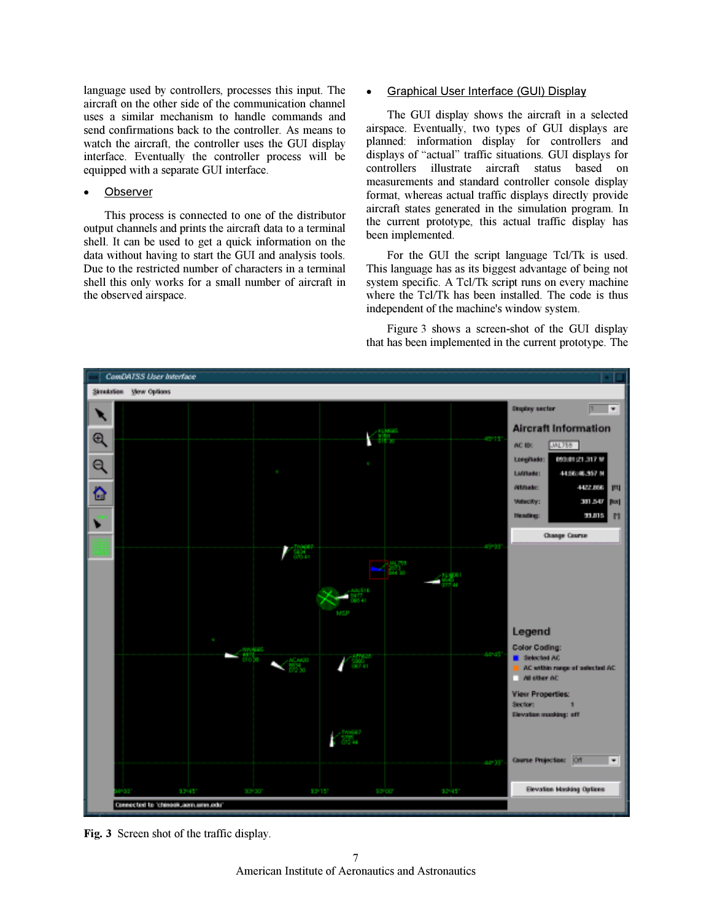language used by controllers, processes this input. The aircraft on the other side of the communication channel uses a similar mechanism to handle commands and send confirmations back to the controller. As means to watch the aircraft, the controller uses the GUI display interface. Eventually the controller process will be equipped with a separate GUI interface.

- Observer

This process is connected to one of the distributor output channels and prints the aircraft data to a terminal shell. It can be used to get a quick information on the data without having to start the GUI and analysis tools. Due to the restricted number of characters in a terminal shell this only works for a small number of aircraft in the observed airspace.

- Graphical User Interface (GUI) Display

The GUI display shows the aircraft in a selected airspace. Eventually, two types of GUI displays are planned: information display for controllers and displays of "actual" traffic situations. GUI displays for controllers illustrate aircraft status based on measurements and standard controller console display format, whereas actual traffic displays directly provide aircraft states generated in the simulation program. In the current prototype, this actual traffic display has been implemented.

For the GUI the script language Tcl/Tk is used. This language has as its biggest advantage of being not system specific. A Tcl/Tk script runs on every machine where the Tcl/Tk has been installed. The code is thus independent of the machine's window system.

Figure 3 shows a screen-shot of the GUI display that has been implemented in the current prototype. The

**Fig. 3** Screen shot of the traffic display.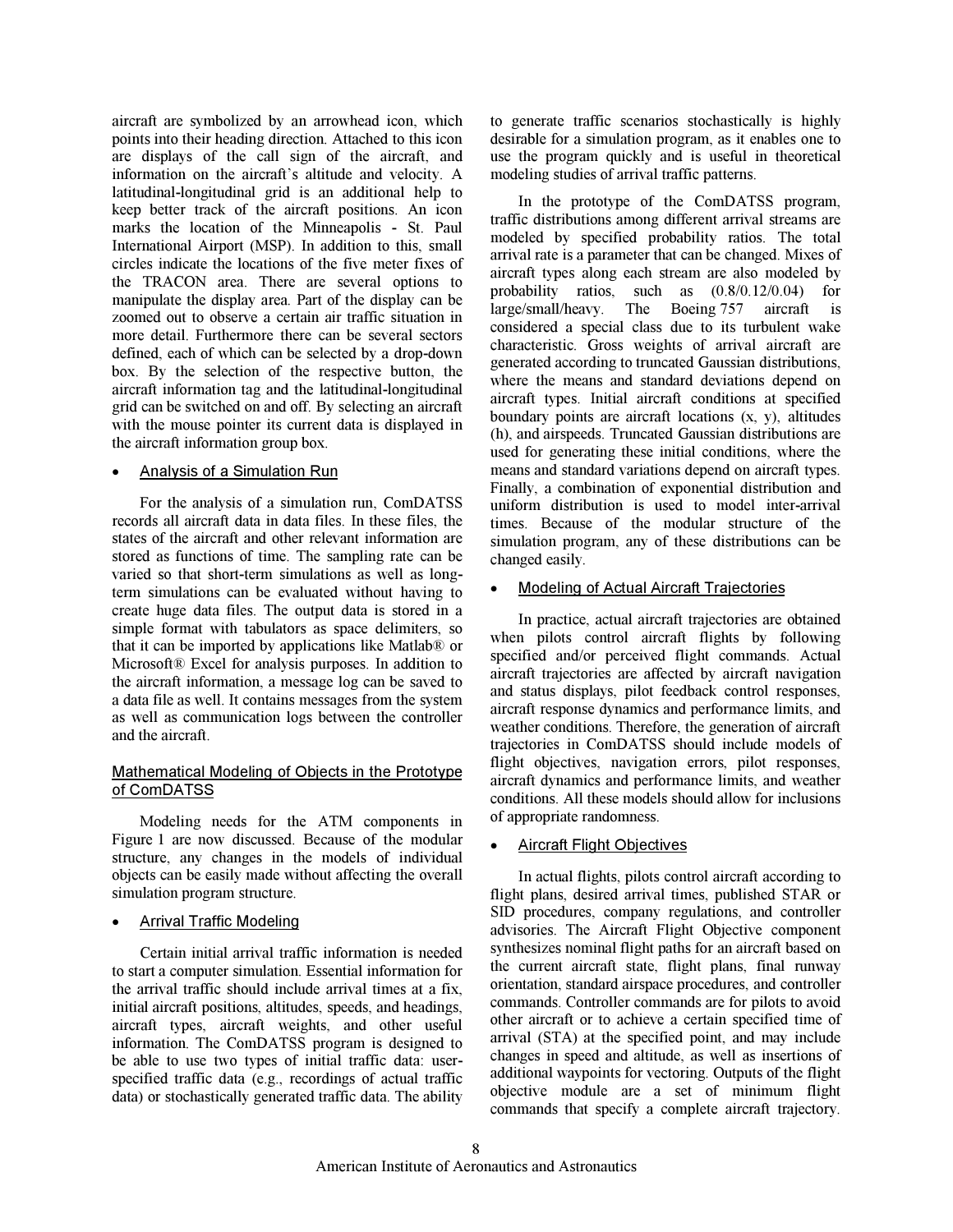aircraft are symbolized by an arrowhead icon, which points into their heading direction. Attached to this icon are displays of the call sign of the aircraft, and information on the aircraft's altitude and velocity. A latitudinal-longitudinal grid is an additional help to keep better track of the aircraft positions. An icon marks the location of the Minneapolis - St. Paul International Airport (MSP). In addition to this, small circles indicate the locations of the five meter fixes of the TRACON area. There are several options to manipulate the display area. Part of the display can be zoomed out to observe a certain air traffic situation in more detail. Furthermore there can be several sectors defined, each of which can be selected by a drop-down box. By the selection of the respective button, the aircraft information tag and the latitudinal-longitudinal grid can be switched on and off. By selecting an aircraft with the mouse pointer its current data is displayed in the aircraft information group box.

- Analysis of a Simulation Run

For the analysis of a simulation run, ComDATSS records all aircraft data in data files. In these files, the states of the aircraft and other relevant information are stored as functions of time. The sampling rate can be varied so that short-term simulations as well as long-term simulations can be evaluated without having to create huge data files. The output data is stored in a simple format with tabulators as space delimiters, so that it can be imported by applications like Matlab® or Microsoft® Excel for analysis purposes. In addition to the aircraft information, a message log can be saved to a data file as well. It contains messages from the system as well as communication logs between the controller and the aircraft.

## Mathematical Modeling of Objects in the Prototype of ComDATSS

Modeling needs for the ATM components in Figure 1 are now discussed. Because of the modular structure, any changes in the models of individual objects can be easily made without affecting the overall simulation program structure.

- Arrival Traffic Modeling

Certain initial arrival traffic information is needed to start a computer simulation. Essential information for the arrival traffic should include arrival times at a fix, initial aircraft positions, altitudes, speeds, and headings, aircraft types, aircraft weights, and other useful information. The ComDATSS program is designed to be able to use two types of initial traffic data: user-specified traffic data (e.g., recordings of actual traffic data) or stochastically generated traffic data. The ability to generate traffic scenarios stochastically is highly desirable for a simulation program, as it enables one to use the program quickly and is useful in theoretical modeling studies of arrival traffic patterns.

In the prototype of the ComDATSS program, traffic distributions among different arrival streams are modeled by specified probability ratios. The total arrival rate is a parameter that can be changed. Mixes of aircraft types along each stream are also modeled by probability ratios, such as (0.8/0.12/0.04) for large/small/heavy. The Boeing 757 aircraft is considered a special class due to its turbulent wake characteristic. Gross weights of arrival aircraft are generated according to truncated Gaussian distributions, where the means and standard deviations depend on aircraft types. Initial aircraft conditions at specified boundary points are aircraft locations (x, y), altitudes (h), and airspeeds. Truncated Gaussian distributions are used for generating these initial conditions, where the means and standard variations depend on aircraft types. Finally, a combination of exponential distribution and uniform distribution is used to model inter-arrival times. Because of the modular structure of the simulation program, any of these distributions can be changed easily.

- Modeling of Actual Aircraft Trajectories

In practice, actual aircraft trajectories are obtained when pilots control aircraft flights by following specified and/or perceived flight commands. Actual aircraft trajectories are affected by aircraft navigation and status displays, pilot feedback control responses, aircraft response dynamics and performance limits, and weather conditions. Therefore, the generation of aircraft trajectories in ComDATSS should include models of flight objectives, navigation errors, pilot responses, aircraft dynamics and performance limits, and weather conditions. All these models should allow for inclusions of appropriate randomness.

- Aircraft Flight Objectives

In actual flights, pilots control aircraft according to flight plans, desired arrival times, published STAR or SID procedures, company regulations, and controller advisories. The Aircraft Flight Objective component synthesizes nominal flight paths for an aircraft based on the current aircraft state, flight plans, final runway orientation, standard airspace procedures, and controller commands. Controller commands are for pilots to avoid other aircraft or to achieve a certain specified time of arrival (STA) at the specified point, and may include changes in speed and altitude, as well as insertions of additional waypoints for vectoring. Outputs of the flight objective module are a set of minimum flight commands that specify a complete aircraft trajectory.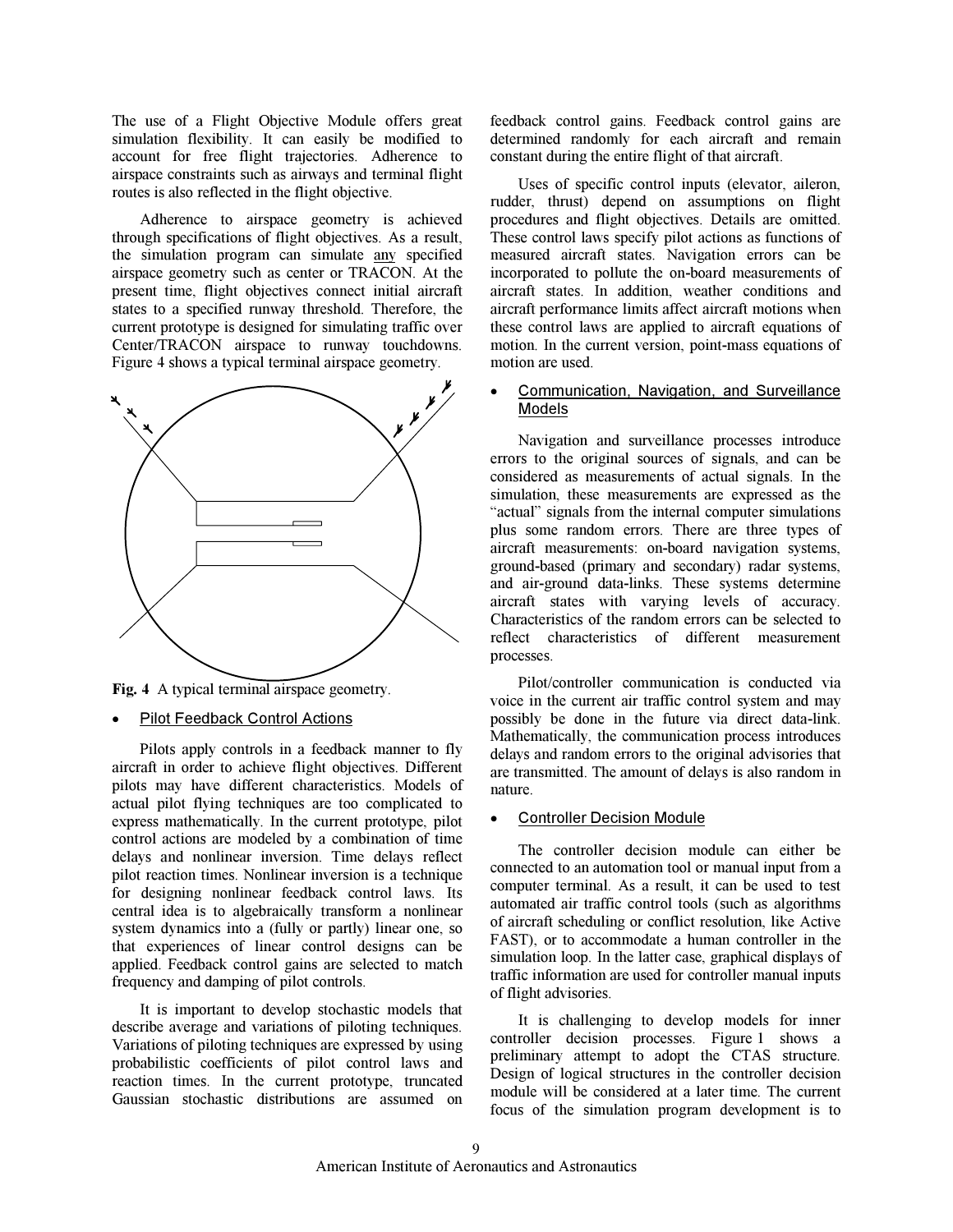The use of a Flight Objective Module offers great simulation flexibility. It can easily be modified to account for free flight trajectories. Adherence to airspace constraints such as airways and terminal flight routes is also reflected in the flight objective.

Adherence to airspace geometry is achieved through specifications of flight objectives. As a result, the simulation program can simulate any specified airspace geometry such as center or TRACON. At the present time, flight objectives connect initial aircraft states to a specified runway threshold. Therefore, the current prototype is designed for simulating traffic over Center/TRACON airspace to runway touchdowns. Figure 4 shows a typical terminal airspace geometry.

**Fig. 4** A typical terminal airspace geometry.

- Pilot Feedback Control Actions

Pilots apply controls in a feedback manner to fly aircraft in order to achieve flight objectives. Different pilots may have different characteristics. Models of actual pilot flying techniques are too complicated to express mathematically. In the current prototype, pilot control actions are modeled by a combination of time delays and nonlinear inversion. Time delays reflect pilot reaction times. Nonlinear inversion is a technique for designing nonlinear feedback control laws. Its central idea is to algebraically transform a nonlinear system dynamics into a (fully or partly) linear one, so that experiences of linear control designs can be applied. Feedback control gains are selected to match frequency and damping of pilot controls.

It is important to develop stochastic models that describe average and variations of piloting techniques. Variations of piloting techniques are expressed by using probabilistic coefficients of pilot control laws and reaction times. In the current prototype, truncated Gaussian stochastic distributions are assumed on feedback control gains. Feedback control gains are determined randomly for each aircraft and remain constant during the entire flight of that aircraft.

Uses of specific control inputs (elevator, aileron, rudder, thrust) depend on assumptions on flight procedures and flight objectives. Details are omitted. These control laws specify pilot actions as functions of measured aircraft states. Navigation errors can be incorporated to pollute the on-board measurements of aircraft states. In addition, weather conditions and aircraft performance limits affect aircraft motions when these control laws are applied to aircraft equations of motion. In the current version, point-mass equations of motion are used.

- Communication, Navigation, and Surveillance Models

Navigation and surveillance processes introduce errors to the original sources of signals, and can be considered as measurements of actual signals. In the simulation, these measurements are expressed as the "actual" signals from the internal computer simulations plus some random errors. There are three types of aircraft measurements: on-board navigation systems, ground-based (primary and secondary) radar systems, and air-ground data-links. These systems determine aircraft states with varying levels of accuracy. Characteristics of the random errors can be selected to reflect characteristics of different measurement processes.

Pilot/controller communication is conducted via voice in the current air traffic control system and may possibly be done in the future via direct data-link. Mathematically, the communication process introduces delays and random errors to the original advisories that are transmitted. The amount of delays is also random in nature.

- Controller Decision Module

The controller decision module can either be connected to an automation tool or manual input from a computer terminal. As a result, it can be used to test automated air traffic control tools (such as algorithms of aircraft scheduling or conflict resolution, like Active FAST), or to accommodate a human controller in the simulation loop. In the latter case, graphical displays of traffic information are used for controller manual inputs of flight advisories.

It is challenging to develop models for inner controller decision processes. Figure 1 shows a preliminary attempt to adopt the CTAS structure. Design of logical structures in the controller decision module will be considered at a later time. The current focus of the simulation program development is to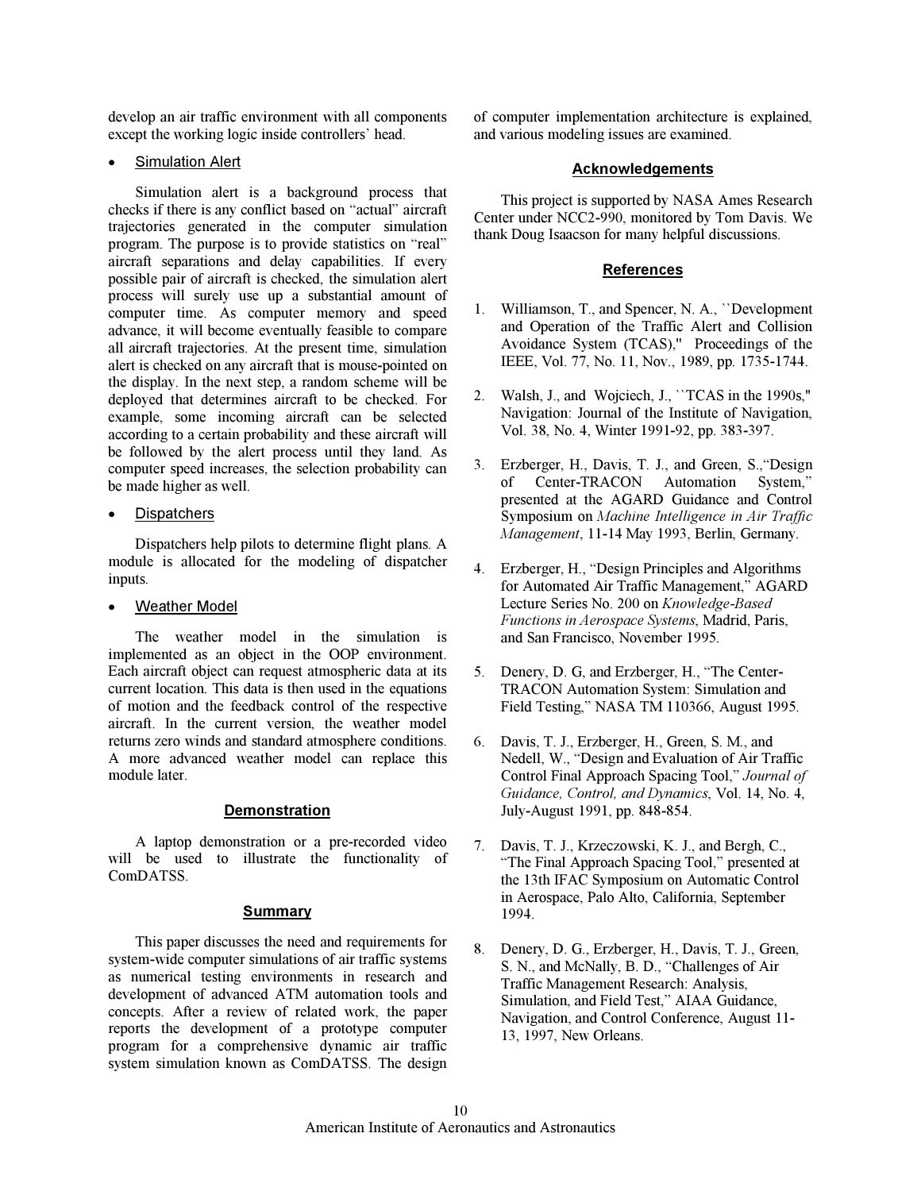develop an air traffic environment with all components except the working logic inside controllers' head.

- Simulation Alert

Simulation alert is a background process that checks if there is any conflict based on "actual" aircraft trajectories generated in the computer simulation program. The purpose is to provide statistics on "real" aircraft separations and delay capabilities. If every possible pair of aircraft is checked, the simulation alert process will surely use up a substantial amount of computer time. As computer memory and speed advance, it will become eventually feasible to compare all aircraft trajectories. At the present time, simulation alert is checked on any aircraft that is mouse-pointed on the display. In the next step, a random scheme will be deployed that determines aircraft to be checked. For example, some incoming aircraft can be selected according to a certain probability and these aircraft will be followed by the alert process until they land. As computer speed increases, the selection probability can be made higher as well.

- Dispatchers

Dispatchers help pilots to determine flight plans. A module is allocated for the modeling of dispatcher inputs.

- Weather Model

The weather model in the simulation is implemented as an object in the OOP environment. Each aircraft object can request atmospheric data at its current location. This data is then used in the equations of motion and the feedback control of the respective aircraft. In the current version, the weather model returns zero winds and standard atmosphere conditions. A more advanced weather model can replace this module later.

## Demonstration

A laptop demonstration or a pre-recorded video will be used to illustrate the functionality of ComDATSS.

## Summary

This paper discusses the need and requirements for system-wide computer simulations of air traffic systems as numerical testing environments in research and development of advanced ATM automation tools and concepts. After a review of related work, the paper reports the development of a prototype computer program for a comprehensive dynamic air traffic system simulation known as ComDATSS. The design of computer implementation architecture is explained, and various modeling issues are examined.

## Acknowledgements

This project is supported by NASA Ames Research Center under NCC2-990, monitored by Tom Davis. We thank Doug Isaacson for many helpful discussions.

## References

1. Williamson, T., and Spencer, N. A., ``Development and Operation of the Traffic Alert and Collision Avoidance System (TCAS)," Proceedings of the IEEE, Vol. 77, No. 11, Nov., 1989, pp. 1735-1744.

2. Walsh, J., and Wojciech, J., ``TCAS in the 1990s," Navigation: Journal of the Institute of Navigation, Vol. 38, No. 4, Winter 1991-92, pp. 383-397.

3. Erzberger, H., Davis, T. J., and Green, S.,"Design of Center-TRACON Automation System," presented at the AGARD Guidance and Control Symposium on *Machine Intelligence in Air Traffic Management*, 11-14 May 1993, Berlin, Germany.

4. Erzberger, H., "Design Principles and Algorithms for Automated Air Traffic Management," AGARD Lecture Series No. 200 on *Knowledge-Based Functions in Aerospace Systems*, Madrid, Paris, and San Francisco, November 1995.

5. Denery, D. G, and Erzberger, H., "The Center-TRACON Automation System: Simulation and Field Testing," NASA TM 110366, August 1995.

6. Davis, T. J., Erzberger, H., Green, S. M., and Nedell, W., "Design and Evaluation of Air Traffic Control Final Approach Spacing Tool," *Journal of Guidance, Control, and Dynamics*, Vol. 14, No. 4, July-August 1991, pp. 848-854.

7. Davis, T. J., Krzeczowski, K. J., and Bergh, C., "The Final Approach Spacing Tool," presented at the 13th IFAC Symposium on Automatic Control in Aerospace, Palo Alto, California, September 1994.

8. Denery, D. G., Erzberger, H., Davis, T. J., Green, S. N., and McNally, B. D., "Challenges of Air Traffic Management Research: Analysis, Simulation, and Field Test," AIAA Guidance, Navigation, and Control Conference, August 11-13, 1997, New Orleans.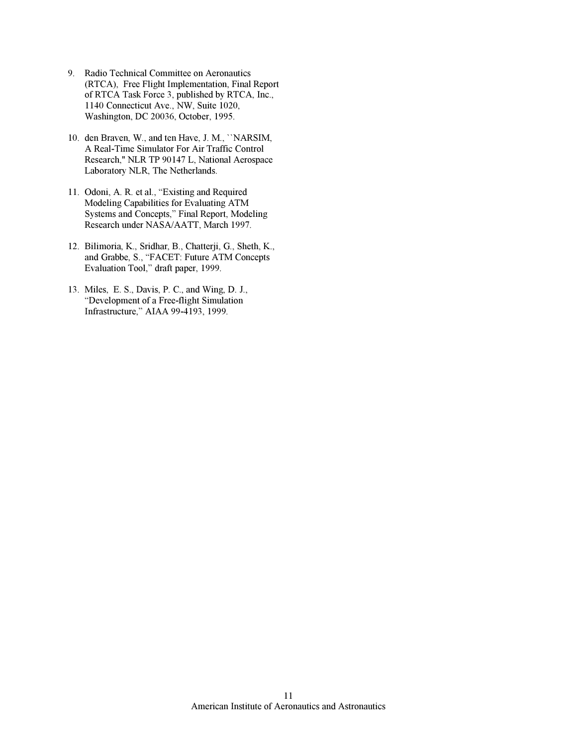9. Radio Technical Committee on Aeronautics (RTCA), Free Flight Implementation, Final Report of RTCA Task Force 3, published by RTCA, Inc., 1140 Connecticut Ave., NW, Suite 1020, Washington, DC 20036, October, 1995.

10. den Braven, W., and ten Have, J. M., ``NARSIM, A Real-Time Simulator For Air Traffic Control Research," NLR TP 90147 L, National Aerospace Laboratory NLR, The Netherlands.

11. Odoni, A. R. et al., "Existing and Required Modeling Capabilities for Evaluating ATM Systems and Concepts," Final Report, Modeling Research under NASA/AATT, March 1997.

12. Bilimoria, K., Sridhar, B., Chatterji, G., Sheth, K., and Grabbe, S., "FACET: Future ATM Concepts Evaluation Tool," draft paper, 1999.

13. Miles, E. S., Davis, P. C., and Wing, D. J., "Development of a Free-flight Simulation Infrastructure," AIAA 99-4193, 1999.